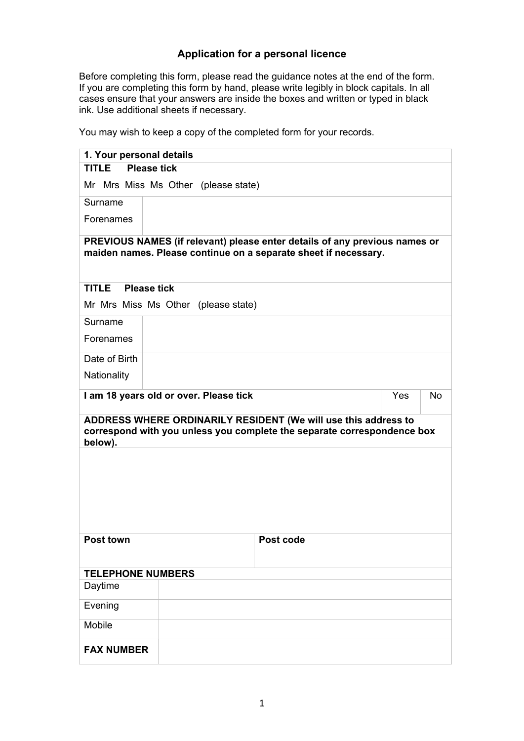# Application for a personal licence

Before completing this form, please read the guidance notes at the end of the form. If you are completing this form by hand, please write legibly in block capitals. In all cases ensure that your answers are inside the boxes and written or typed in black ink. Use additional sheets if necessary.

You may wish to keep a copy of the completed form for your records.

| **1. Your personal details** | | | |
|---|---|---|---|
| **TITLE Please tick** | | | |
| Mr Mrs Miss Ms Other (please state) | | | |
| Surname | | | |
| Forenames | | | |
| **PREVIOUS NAMES (if relevant) please enter details of any previous names or maiden names. Please continue on a separate sheet if necessary.** | | | |
| **TITLE Please tick** | | | |
| Mr Mrs Miss Ms Other (please state) | | | |
| Surname | | | |
| Forenames | | | |
| Date of Birth | | | |
| Nationality | | | |
| **I am 18 years old or over. Please tick** | | Yes | No |
| **ADDRESS WHERE ORDINARILY RESIDENT (We will use this address to correspond with you unless you complete the separate correspondence box below).** | | | |
| | | | |
| **Post town** | **Post code** | | |
| **TELEPHONE NUMBERS** | | | |
| Daytime | | | |
| Evening | | | |
| Mobile | | | |
| **FAX NUMBER** | | | |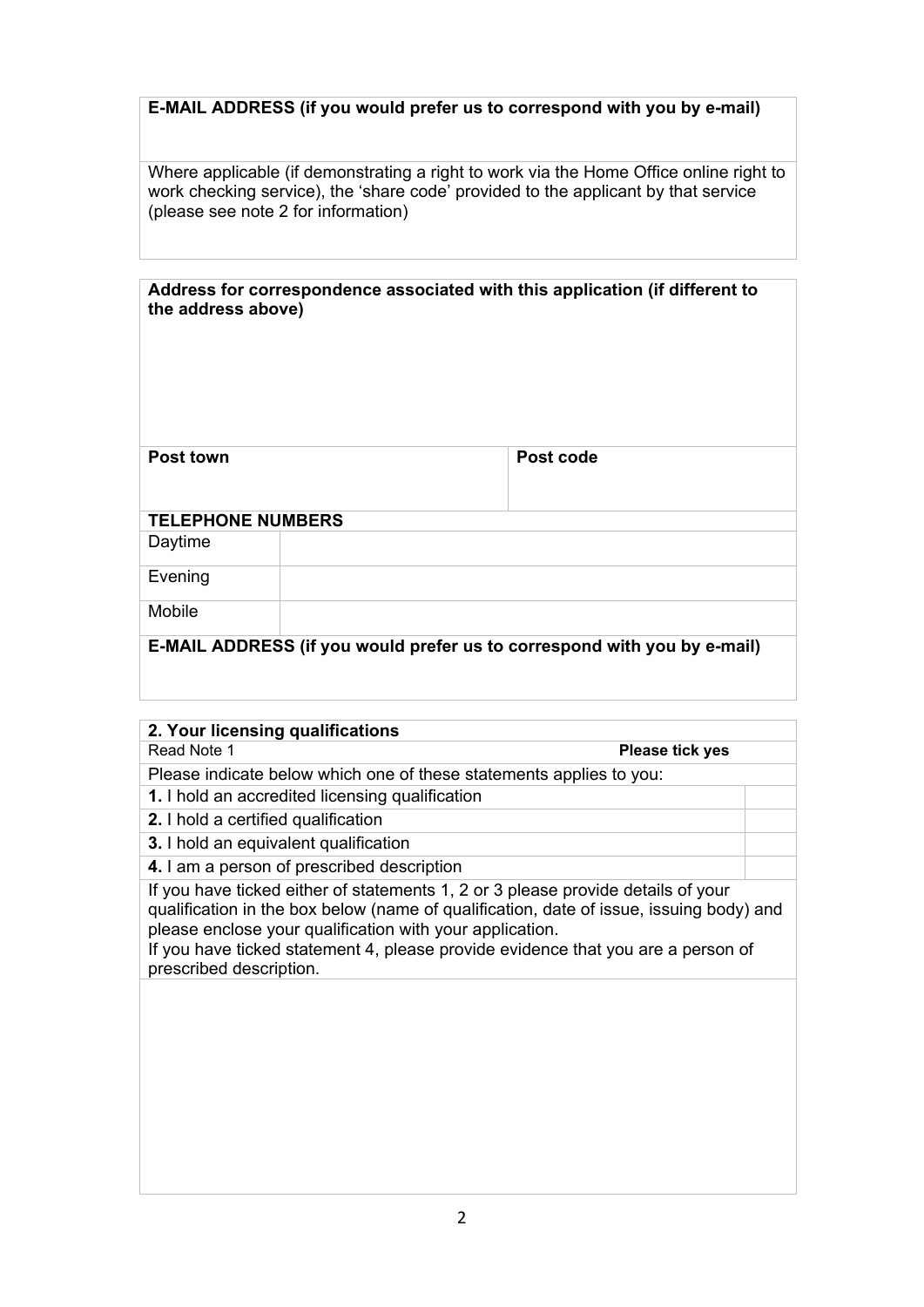| **E-MAIL ADDRESS (if you would prefer us to correspond with you by e-mail)** |
|---|
| |
| Where applicable (if demonstrating a right to work via the Home Office online right to work checking service), the 'share code' provided to the applicant by that service (please see note 2 for information) |
| |

| **Address for correspondence associated with this application (if different to the address above)** | |
|---|---|
| | |
| **Post town** | **Post code** |

| **TELEPHONE NUMBERS** | |
|---|---|
| Daytime | |
| Evening | |
| Mobile | |
| **E-MAIL ADDRESS (if you would prefer us to correspond with you by e-mail)** | |

| **2. Your licensing qualifications** | |
|---|---|
| Read Note 1 | **Please tick yes** |
| Please indicate below which one of these statements applies to you: | |
| **1.** I hold an accredited licensing qualification | |
| **2.** I hold a certified qualification | |
| **3.** I hold an equivalent qualification | |
| **4.** I am a person of prescribed description | |
| If you have ticked either of statements 1, 2 or 3 please provide details of your qualification in the box below (name of qualification, date of issue, issuing body) and please enclose your qualification with your application. If you have ticked statement 4, please provide evidence that you are a person of prescribed description. | |
| | |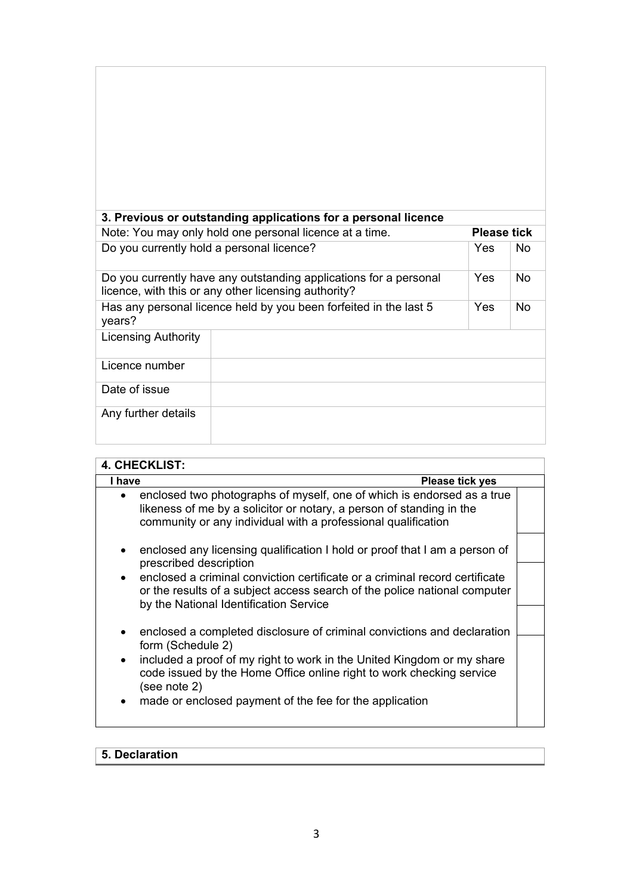| 3. Previous or outstanding applications for a personal licence | | | |
|---|---|---|---|
| Note: You may only hold one personal licence at a time. | | **Please tick** | |
| Do you currently hold a personal licence? | | Yes | No |
| Do you currently have any outstanding applications for a personal licence, with this or any other licensing authority? | | Yes | No |
| Has any personal licence held by you been forfeited in the last 5 years? | | Yes | No |
| Licensing Authority | | | |
| Licence number | | | |
| Date of issue | | | |
| Any further details | | | |

| 4. CHECKLIST: | |
|---|---|
| **I have** | **Please tick yes** |
| • enclosed two photographs of myself, one of which is endorsed as a true likeness of me by a solicitor or notary, a person of standing in the community or any individual with a professional qualification | |
| • enclosed any licensing qualification I hold or proof that I am a person of prescribed description | |
| • enclosed a criminal conviction certificate or a criminal record certificate or the results of a subject access search of the police national computer by the National Identification Service | |
| • enclosed a completed disclosure of criminal convictions and declaration form (Schedule 2) | |
| • included a proof of my right to work in the United Kingdom or my share code issued by the Home Office online right to work checking service (see note 2) | |
| • made or enclosed payment of the fee for the application | |

**5. Declaration**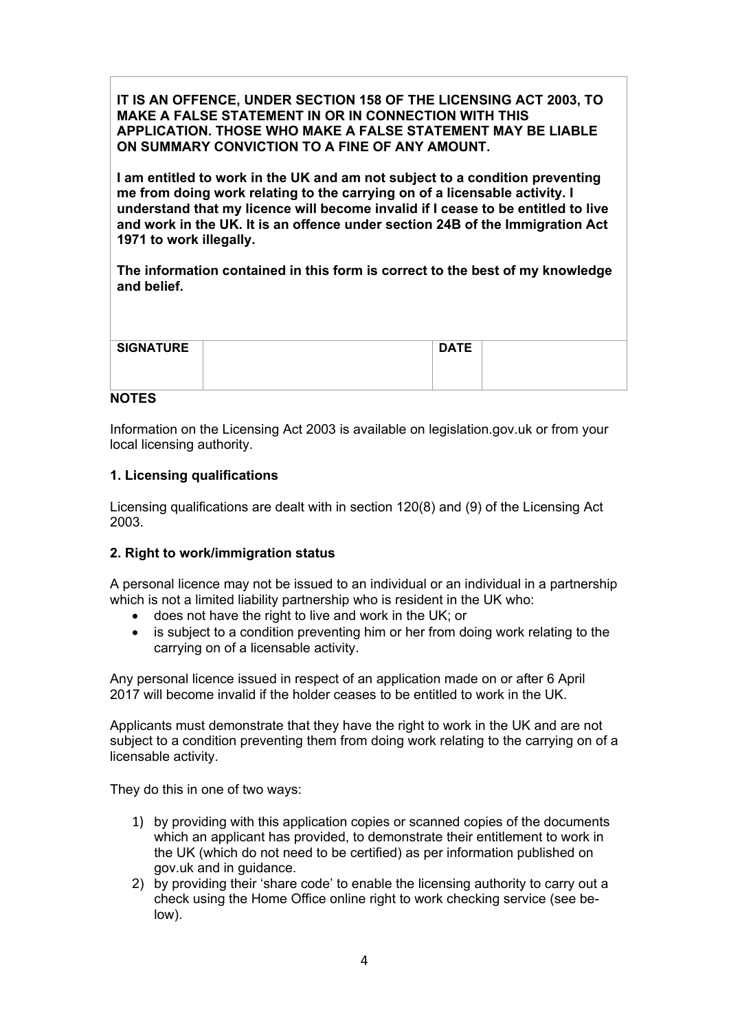**IT IS AN OFFENCE, UNDER SECTION 158 OF THE LICENSING ACT 2003, TO MAKE A FALSE STATEMENT IN OR IN CONNECTION WITH THIS APPLICATION. THOSE WHO MAKE A FALSE STATEMENT MAY BE LIABLE ON SUMMARY CONVICTION TO A FINE OF ANY AMOUNT.**

**I am entitled to work in the UK and am not subject to a condition preventing me from doing work relating to the carrying on of a licensable activity. I understand that my licence will become invalid if I cease to be entitled to live and work in the UK. It is an offence under section 24B of the Immigration Act 1971 to work illegally.**

**The information contained in this form is correct to the best of my knowledge and belief.**

| **SIGNATURE** | | **DATE** | |
|---|---|---|---|

## NOTES

Information on the Licensing Act 2003 is available on legislation.gov.uk or from your local licensing authority.

### 1. Licensing qualifications

Licensing qualifications are dealt with in section 120(8) and (9) of the Licensing Act 2003.

### 2. Right to work/immigration status

A personal licence may not be issued to an individual or an individual in a partnership which is not a limited liability partnership who is resident in the UK who:

- does not have the right to live and work in the UK; or
- is subject to a condition preventing him or her from doing work relating to the carrying on of a licensable activity.

Any personal licence issued in respect of an application made on or after 6 April 2017 will become invalid if the holder ceases to be entitled to work in the UK.

Applicants must demonstrate that they have the right to work in the UK and are not subject to a condition preventing them from doing work relating to the carrying on of a licensable activity.

They do this in one of two ways:

1) by providing with this application copies or scanned copies of the documents which an applicant has provided, to demonstrate their entitlement to work in the UK (which do not need to be certified) as per information published on gov.uk and in guidance.
2) by providing their 'share code' to enable the licensing authority to carry out a check using the Home Office online right to work checking service (see below).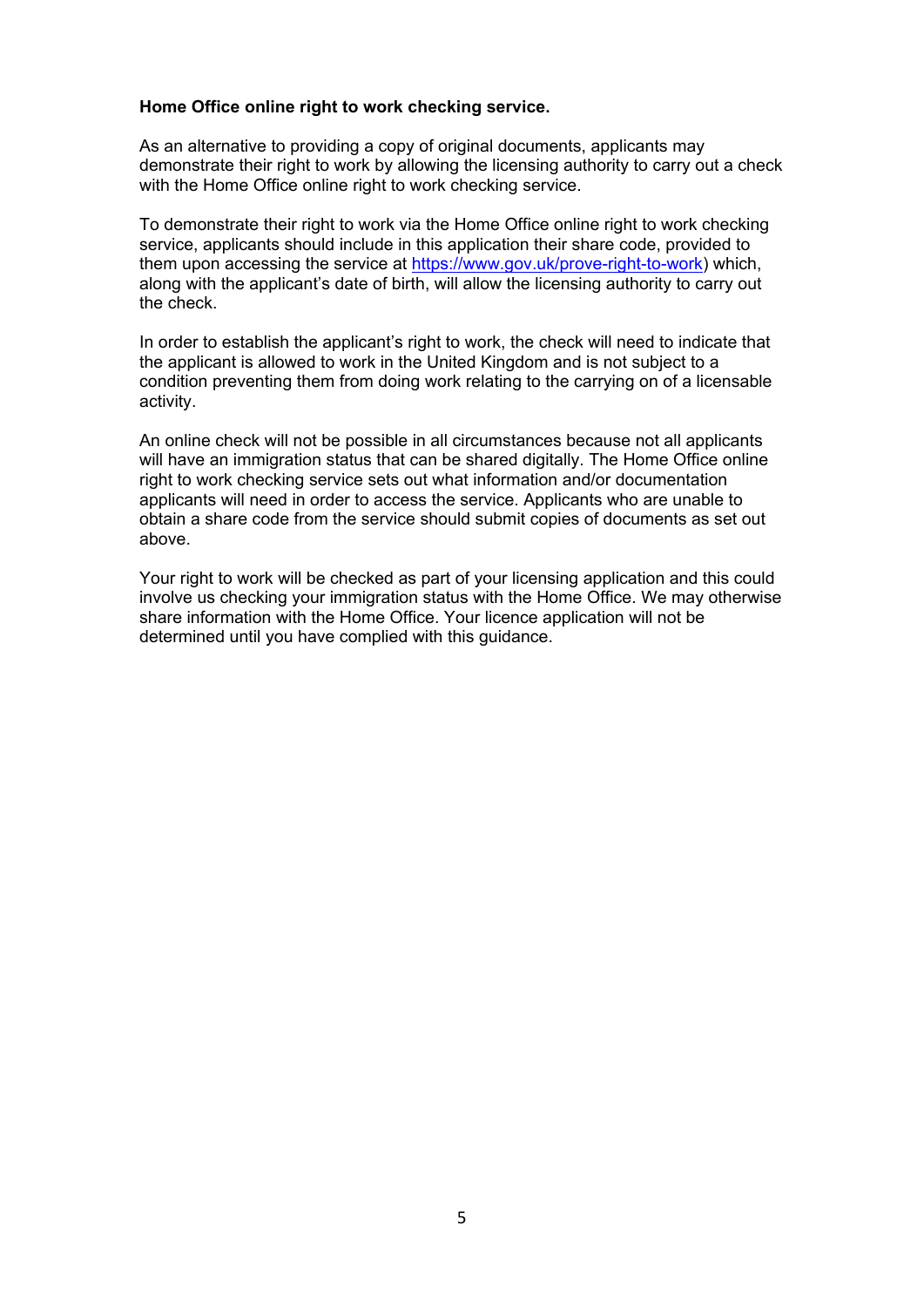**Home Office online right to work checking service.**

As an alternative to providing a copy of original documents, applicants may demonstrate their right to work by allowing the licensing authority to carry out a check with the Home Office online right to work checking service.

To demonstrate their right to work via the Home Office online right to work checking service, applicants should include in this application their share code, provided to them upon accessing the service at https://www.gov.uk/prove-right-to-work) which, along with the applicant's date of birth, will allow the licensing authority to carry out the check.

In order to establish the applicant's right to work, the check will need to indicate that the applicant is allowed to work in the United Kingdom and is not subject to a condition preventing them from doing work relating to the carrying on of a licensable activity.

An online check will not be possible in all circumstances because not all applicants will have an immigration status that can be shared digitally. The Home Office online right to work checking service sets out what information and/or documentation applicants will need in order to access the service. Applicants who are unable to obtain a share code from the service should submit copies of documents as set out above.

Your right to work will be checked as part of your licensing application and this could involve us checking your immigration status with the Home Office. We may otherwise share information with the Home Office. Your licence application will not be determined until you have complied with this guidance.